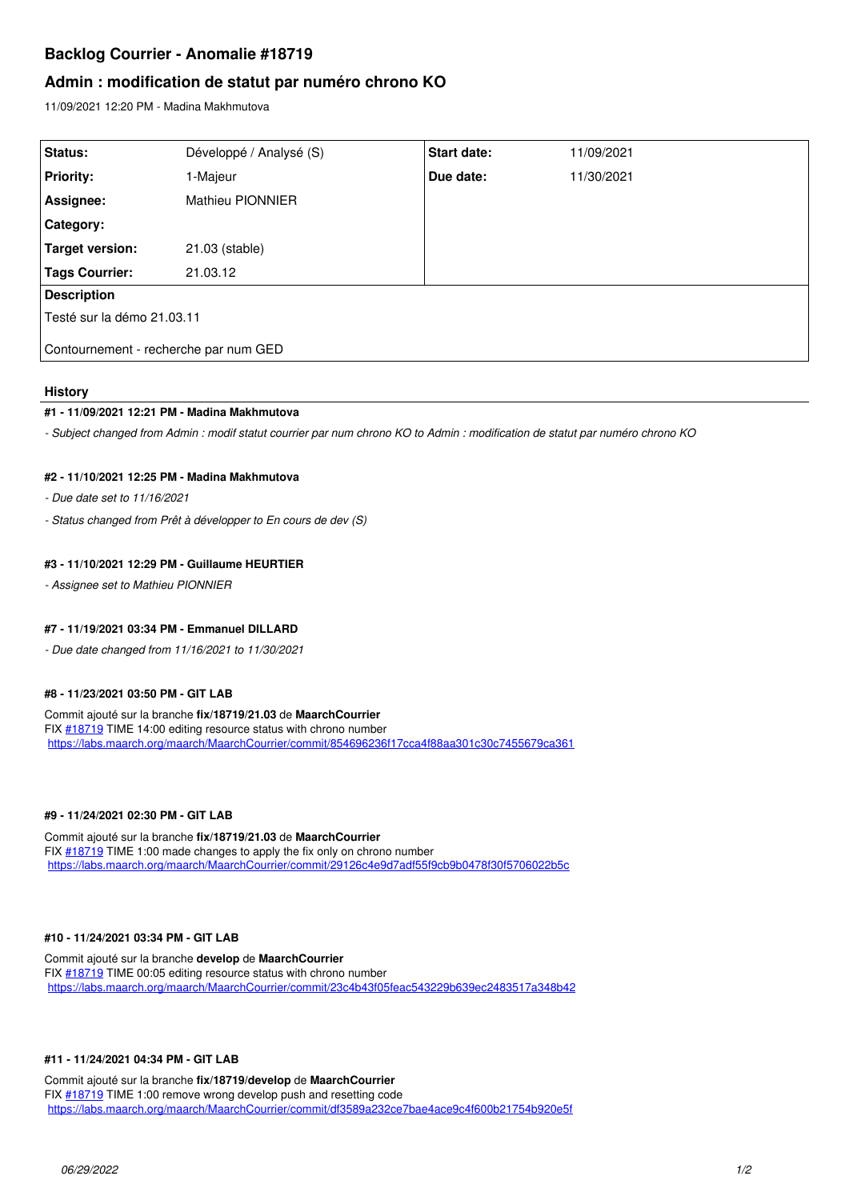# Backlog Courrier - Anomalie #18719

## Admin : modification de statut par numéro chrono KO

11/09/2021 12:20 PM - Madina Makhmutova

| **Status:** | Développé / Analysé (S) | **Start date:** | 11/09/2021 |
|---|---|---|---|
| **Priority:** | 1-Majeur | **Due date:** | 11/30/2021 |
| **Assignee:** | Mathieu PIONNIER | | |
| **Category:** | | | |
| **Target version:** | 21.03 (stable) | | |
| **Tags Courrier:** | 21.03.12 | | |

**Description**

Testé sur la démo 21.03.11

Contournement - recherche par num GED

### History

#### #1 - 11/09/2021 12:21 PM - Madina Makhmutova

*- Subject changed from Admin : modif statut courrier par num chrono KO to Admin : modification de statut par numéro chrono KO*

#### #2 - 11/10/2021 12:25 PM - Madina Makhmutova

*- Due date set to 11/16/2021*

*- Status changed from Prêt à développer to En cours de dev (S)*

#### #3 - 11/10/2021 12:29 PM - Guillaume HEURTIER

*- Assignee set to Mathieu PIONNIER*

#### #7 - 11/19/2021 03:34 PM - Emmanuel DILLARD

*- Due date changed from 11/16/2021 to 11/30/2021*

#### #8 - 11/23/2021 03:50 PM - GIT LAB

Commit ajouté sur la branche **fix/18719/21.03** de **MaarchCourrier**
FIX #18719 TIME 14:00 editing resource status with chrono number
https://labs.maarch.org/maarch/MaarchCourrier/commit/854696236f17cca4f88aa301c30c7455679ca361

#### #9 - 11/24/2021 02:30 PM - GIT LAB

Commit ajouté sur la branche **fix/18719/21.03** de **MaarchCourrier**
FIX #18719 TIME 1:00 made changes to apply the fix only on chrono number
https://labs.maarch.org/maarch/MaarchCourrier/commit/29126c4e9d7adf55f9cb9b0478f30f5706022b5c

#### #10 - 11/24/2021 03:34 PM - GIT LAB

Commit ajouté sur la branche **develop** de **MaarchCourrier**
FIX #18719 TIME 00:05 editing resource status with chrono number
https://labs.maarch.org/maarch/MaarchCourrier/commit/23c4b43f05feac543229b639ec2483517a348b42

#### #11 - 11/24/2021 04:34 PM - GIT LAB

Commit ajouté sur la branche **fix/18719/develop** de **MaarchCourrier**
FIX #18719 TIME 1:00 remove wrong develop push and resetting code
https://labs.maarch.org/maarch/MaarchCourrier/commit/df3589a232ce7bae4ace9c4f600b21754b920e5f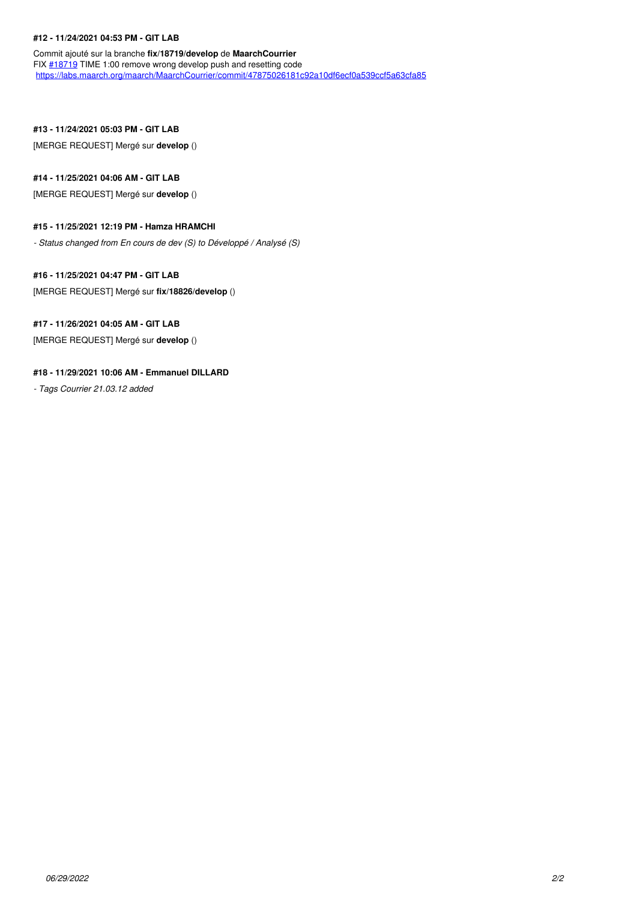**#12 - 11/24/2021 04:53 PM - GIT LAB**

Commit ajouté sur la branche **fix/18719/develop** de **MaarchCourrier**
FIX #18719 TIME 1:00 remove wrong develop push and resetting code
https://labs.maarch.org/maarch/MaarchCourrier/commit/47875026181c92a10df6ecf0a539ccf5a63cfa85

**#13 - 11/24/2021 05:03 PM - GIT LAB**

[MERGE REQUEST] Mergé sur **develop** ()

**#14 - 11/25/2021 04:06 AM - GIT LAB**

[MERGE REQUEST] Mergé sur **develop** ()

**#15 - 11/25/2021 12:19 PM - Hamza HRAMCHI**

*- Status changed from En cours de dev (S) to Développé / Analysé (S)*

**#16 - 11/25/2021 04:47 PM - GIT LAB**

[MERGE REQUEST] Mergé sur **fix/18826/develop** ()

**#17 - 11/26/2021 04:05 AM - GIT LAB**

[MERGE REQUEST] Mergé sur **develop** ()

**#18 - 11/29/2021 10:06 AM - Emmanuel DILLARD**

*- Tags Courrier 21.03.12 added*